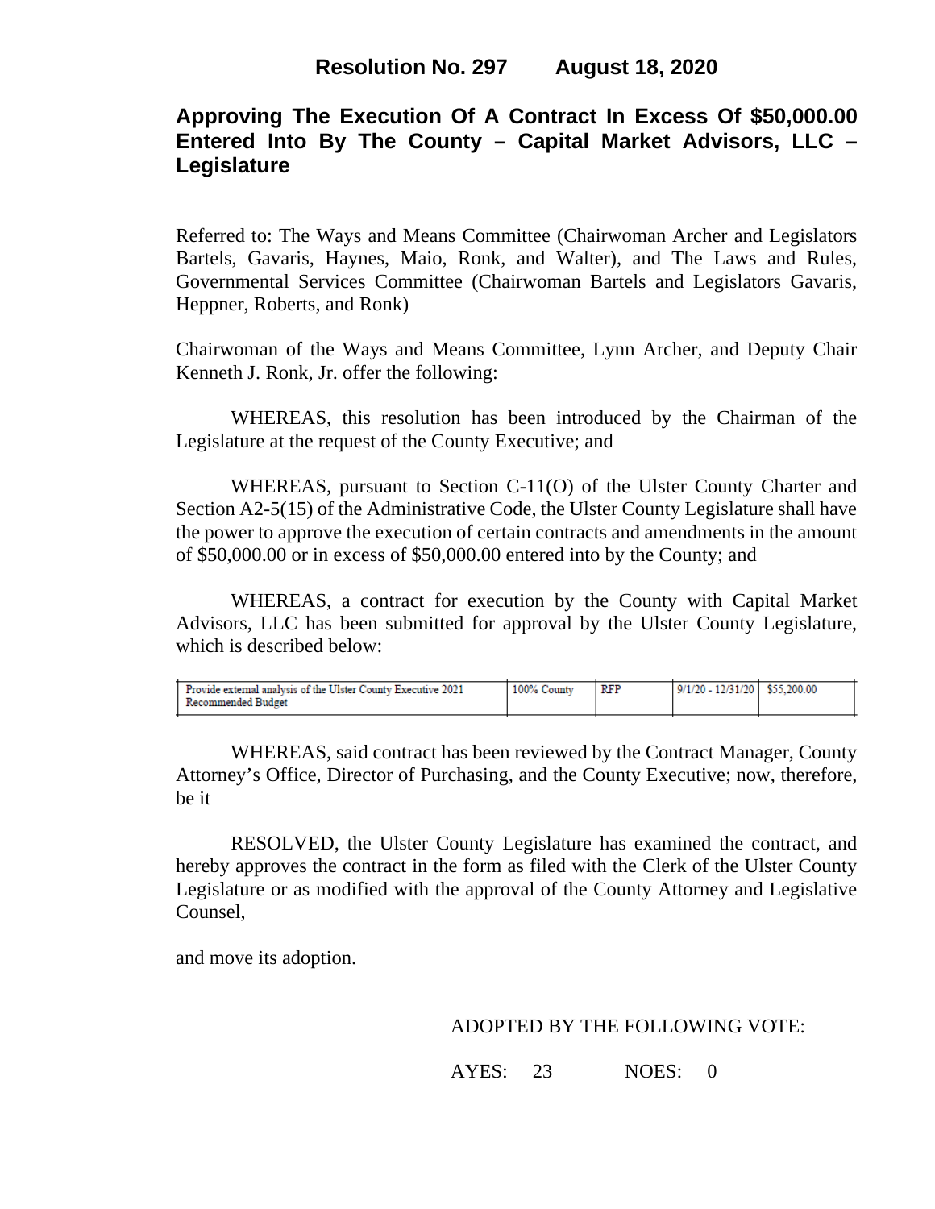**Resolution No. 297 August 18, 2020**

# Approving The Execution Of A Contract In Excess Of $50,000.00 Entered Into By The County – Capital Market Advisors, LLC – Legislature

Referred to: The Ways and Means Committee (Chairwoman Archer and Legislators Bartels, Gavaris, Haynes, Maio, Ronk, and Walter), and The Laws and Rules, Governmental Services Committee (Chairwoman Bartels and Legislators Gavaris, Heppner, Roberts, and Ronk)

Chairwoman of the Ways and Means Committee, Lynn Archer, and Deputy Chair Kenneth J. Ronk, Jr. offer the following:

WHEREAS, this resolution has been introduced by the Chairman of the Legislature at the request of the County Executive; and

WHEREAS, pursuant to Section C-11(O) of the Ulster County Charter and Section A2-5(15) of the Administrative Code, the Ulster County Legislature shall have the power to approve the execution of certain contracts and amendments in the amount of $50,000.00 or in excess of $50,000.00 entered into by the County; and

WHEREAS, a contract for execution by the County with Capital Market Advisors, LLC has been submitted for approval by the Ulster County Legislature, which is described below:

| | | | | |
|---|---|---|---|---|
| Provide external analysis of the Ulster County Executive 2021 Recommended Budget | 100% County | RFP | 9/1/20 - 12/31/20 | $55,200.00 |

WHEREAS, said contract has been reviewed by the Contract Manager, County Attorney's Office, Director of Purchasing, and the County Executive; now, therefore, be it

RESOLVED, the Ulster County Legislature has examined the contract, and hereby approves the contract in the form as filed with the Clerk of the Ulster County Legislature or as modified with the approval of the County Attorney and Legislative Counsel,

and move its adoption.

ADOPTED BY THE FOLLOWING VOTE:

AYES: 23 NOES: 0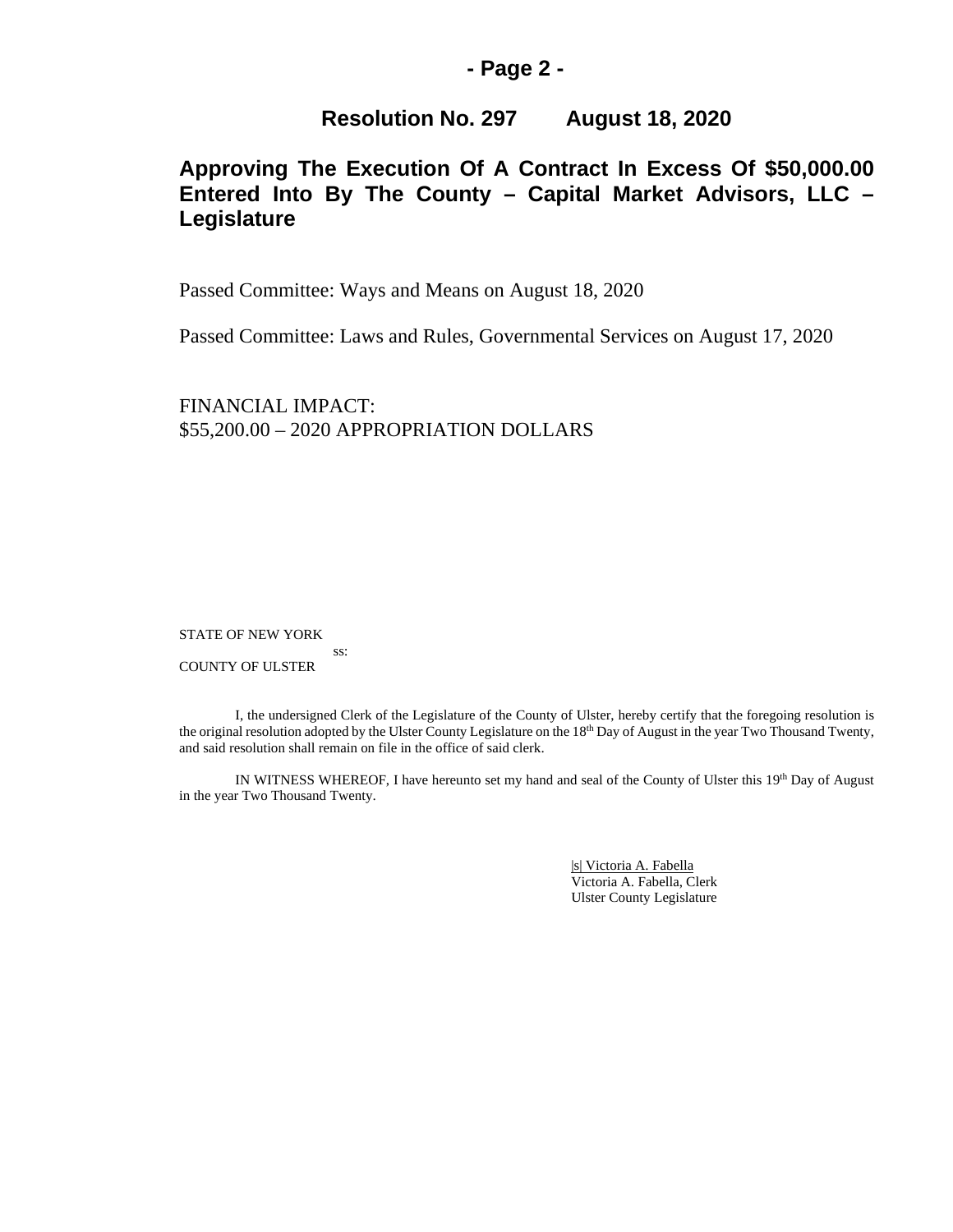## Resolution No. 297 August 18, 2020

## Approving The Execution Of A Contract In Excess Of $50,000.00 Entered Into By The County – Capital Market Advisors, LLC – Legislature

Passed Committee: Ways and Means on August 18, 2020

Passed Committee: Laws and Rules, Governmental Services on August 17, 2020

FINANCIAL IMPACT:
$55,200.00 – 2020 APPROPRIATION DOLLARS

STATE OF NEW YORK
ss:
COUNTY OF ULSTER

I, the undersigned Clerk of the Legislature of the County of Ulster, hereby certify that the foregoing resolution is the original resolution adopted by the Ulster County Legislature on the 18th Day of August in the year Two Thousand Twenty, and said resolution shall remain on file in the office of said clerk.

IN WITNESS WHEREOF, I have hereunto set my hand and seal of the County of Ulster this 19th Day of August in the year Two Thousand Twenty.

|s| Victoria A. Fabella
Victoria A. Fabella, Clerk
Ulster County Legislature